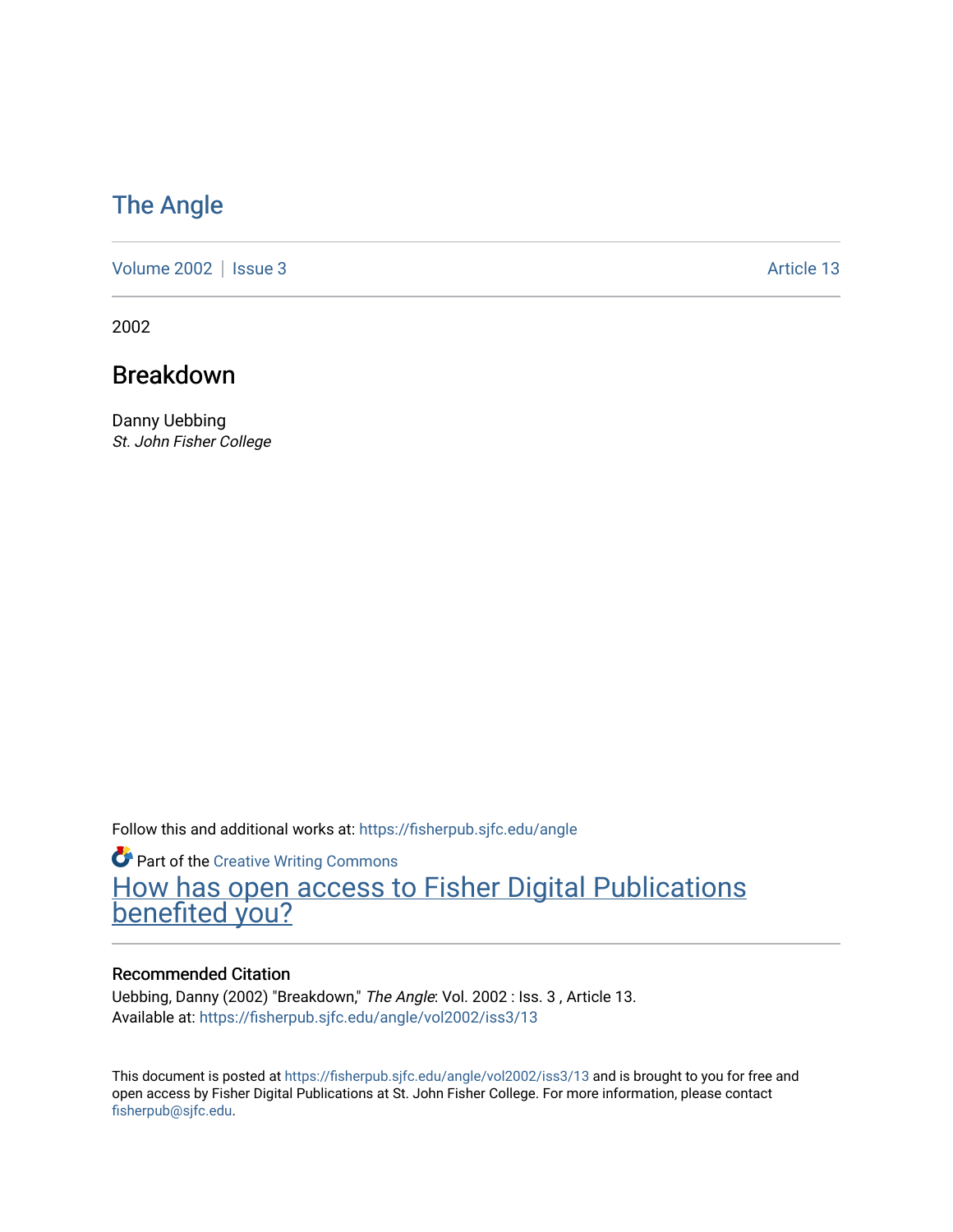# The Angle

Volume 2002 | Issue 3 Article 13

2002

## Breakdown

Danny Uebbing
*St. John Fisher College*

Follow this and additional works at: https://fisherpub.sjfc.edu/angle

Part of the Creative Writing Commons

How has open access to Fisher Digital Publications benefited you?

### Recommended Citation

Uebbing, Danny (2002) "Breakdown," *The Angle*: Vol. 2002 : Iss. 3 , Article 13.
Available at: https://fisherpub.sjfc.edu/angle/vol2002/iss3/13

This document is posted at https://fisherpub.sjfc.edu/angle/vol2002/iss3/13 and is brought to you for free and open access by Fisher Digital Publications at St. John Fisher College. For more information, please contact fisherpub@sjfc.edu.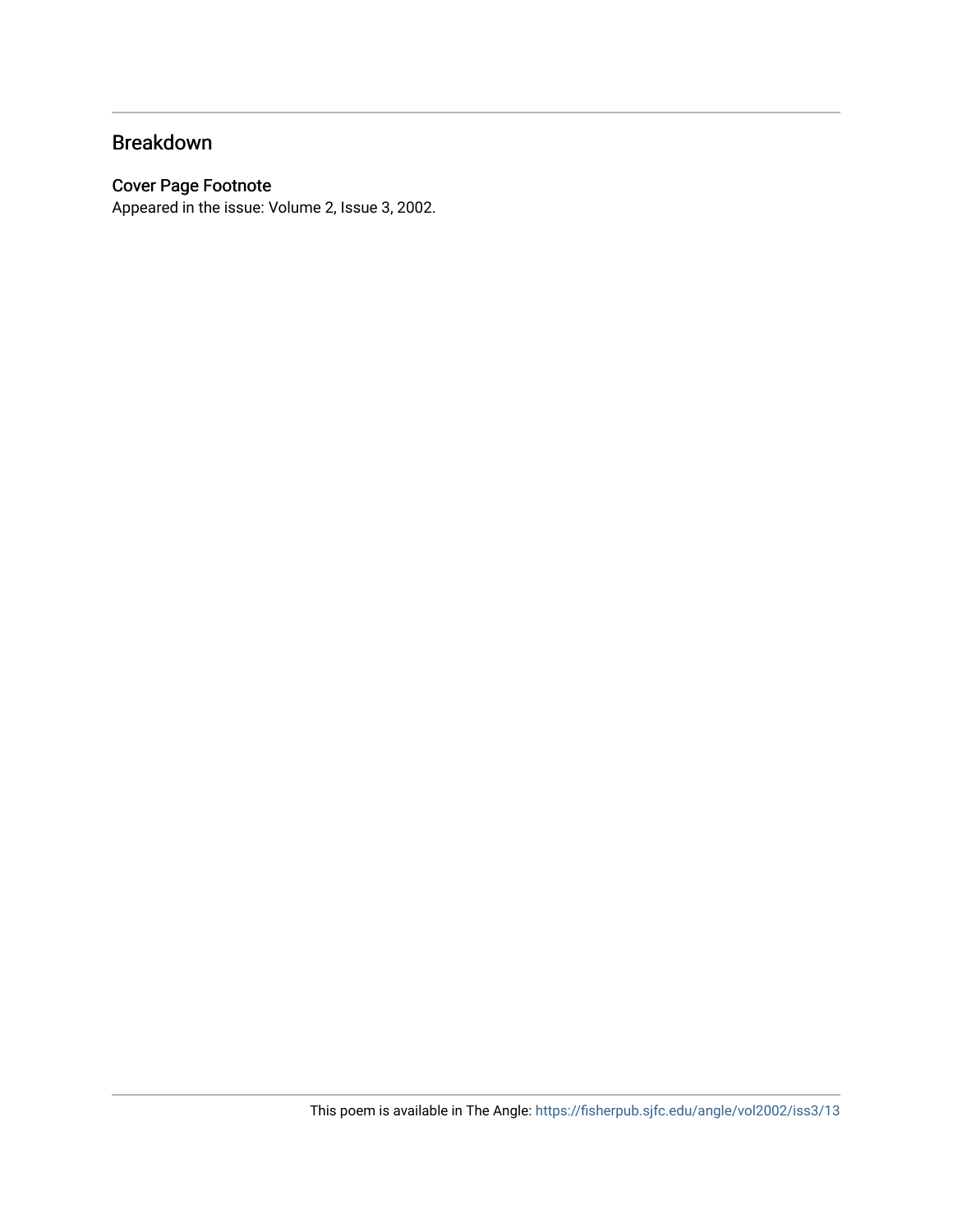## Breakdown

### Cover Page Footnote

Appeared in the issue: Volume 2, Issue 3, 2002.

This poem is available in The Angle: https://fisherpub.sjfc.edu/angle/vol2002/iss3/13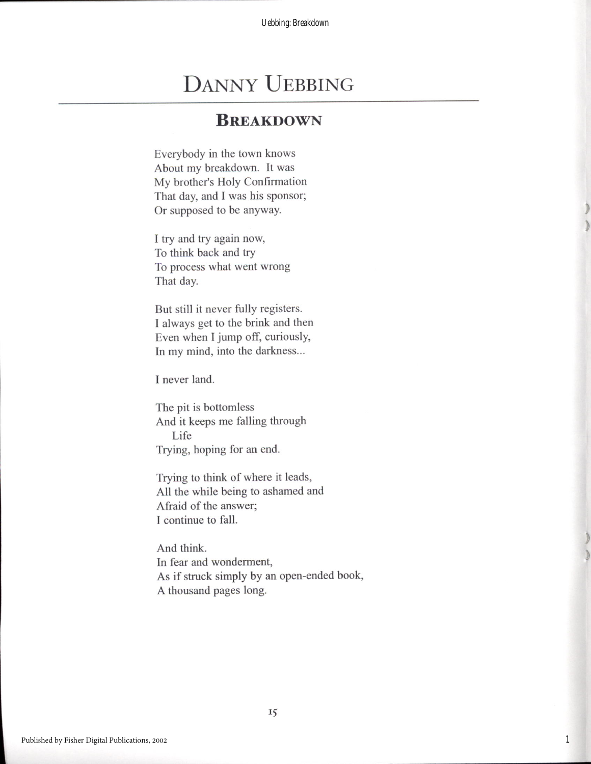# Danny Uebbing

## Breakdown

Everybody in the town knows  
About my breakdown. It was  
My brother's Holy Confirmation  
That day, and I was his sponsor;  
Or supposed to be anyway.

I try and try again now,  
To think back and try  
To process what went wrong  
That day.

But still it never fully registers.  
I always get to the brink and then  
Even when I jump off, curiously,  
In my mind, into the darkness...

I never land.

The pit is bottomless  
And it keeps me falling through  
    Life  
Trying, hoping for an end.

Trying to think of where it leads,  
All the while being to ashamed and  
Afraid of the answer;  
I continue to fall.

And think.  
In fear and wonderment,  
As if struck simply by an open-ended book,  
A thousand pages long.